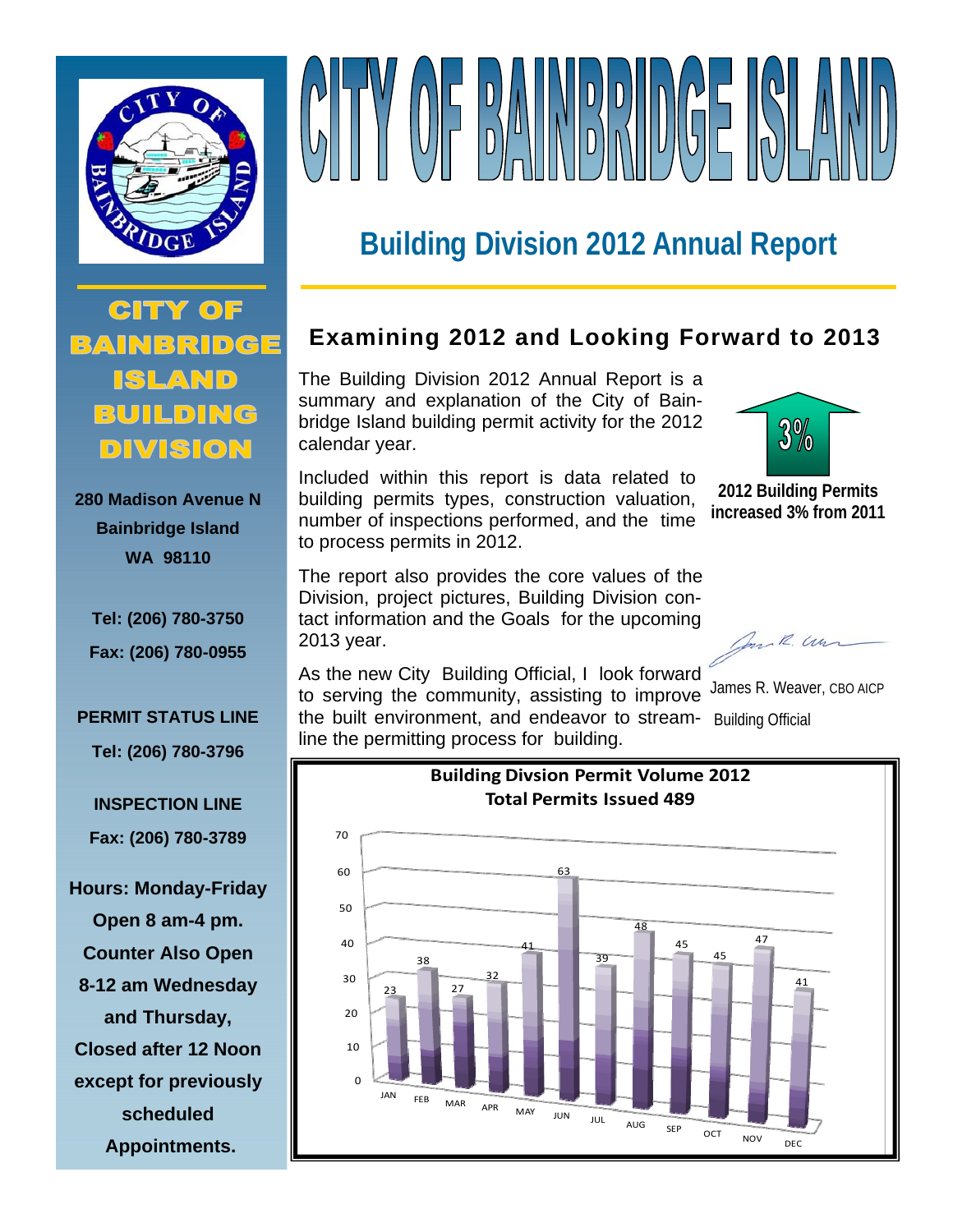# CITY OF BAINBRIDGE ISLAND

## Building Division 2012 Annual Report

**CITY OF BAINBRIDGE ISLAND BUILDING DIVISION**

**280 Madison Avenue N**
**Bainbridge Island**
**WA 98110**

**Tel: (206) 780-3750**
**Fax: (206) 780-0955**

**PERMIT STATUS LINE**
**Tel: (206) 780-3796**

**INSPECTION LINE**
**Fax: (206) 780-3789**

**Hours: Monday-Friday Open 8 am-4 pm. Counter Also Open 8-12 am Wednesday and Thursday, Closed after 12 Noon except for previously scheduled Appointments.**

## Examining 2012 and Looking Forward to 2013

The Building Division 2012 Annual Report is a summary and explanation of the City of Bainbridge Island building permit activity for the 2012 calendar year.

Included within this report is data related to building permits types, construction valuation, number of inspections performed, and the time to process permits in 2012.

The report also provides the core values of the Division, project pictures, Building Division contact information and the Goals for the upcoming 2013 year.

As the new City Building Official, I look forward to serving the community, assisting to improve the built environment, and endeavor to streamline the permitting process for building.

3%

**2012 Building Permits increased 3% from 2011**

James R. Weaver, CBO AICP
Building Official

**Building Divsion Permit Volume 2012**
**Total Permits Issued 489**

| Month | Permits |
|---|---|
| JAN | 23 |
| FEB | 38 |
| MAR | 27 |
| APR | 32 |
| MAY | 41 |
| JUN | 63 |
| JUL | 39 |
| AUG | 48 |
| SEP | 45 |
| OCT | 45 |
| NOV | 47 |
| DEC | 41 |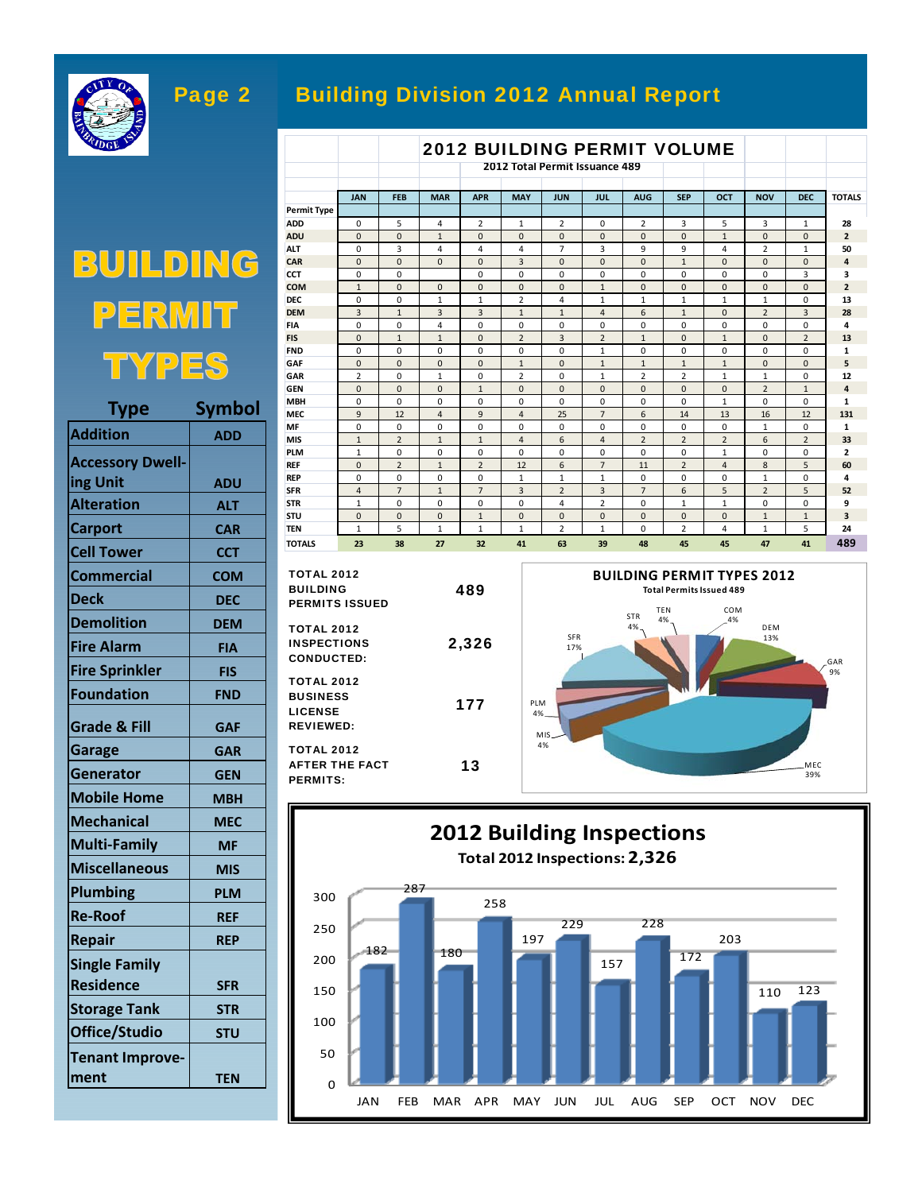# Building Division 2012 Annual Report

## BUILDING PERMIT TYPES

| Type | Symbol |
|---|---|
| Addition | ADD |
| Accessory Dwelling Unit | ADU |
| Alteration | ALT |
| Carport | CAR |
| Cell Tower | CCT |
| Commercial | COM |
| Deck | DEC |
| Demolition | DEM |
| Fire Alarm | FIA |
| Fire Sprinkler | FIS |
| Foundation | FND |
| Grade & Fill | GAF |
| Garage | GAR |
| Generator | GEN |
| Mobile Home | MBH |
| Mechanical | MEC |
| Multi-Family | MF |
| Miscellaneous | MIS |
| Plumbing | PLM |
| Re-Roof | REF |
| Repair | REP |
| Single Family Residence | SFR |
| Storage Tank | STR |
| Office/Studio | STU |
| Tenant Improvement | TEN |

## 2012 BUILDING PERMIT VOLUME

2012 Total Permit Issuance 489

| Permit Type | JAN | FEB | MAR | APR | MAY | JUN | JUL | AUG | SEP | OCT | NOV | DEC | TOTALS |
|---|---|---|---|---|---|---|---|---|---|---|---|---|---|
| ADD | 0 | 5 | 4 | 2 | 1 | 2 | 0 | 2 | 3 | 5 | 3 | 1 | 28 |
| ADU | 0 | 0 | 1 | 0 | 0 | 0 | 0 | 0 | 0 | 1 | 0 | 0 | 2 |
| ALT | 0 | 3 | 4 | 4 | 4 | 7 | 3 | 9 | 9 | 4 | 2 | 1 | 50 |
| CAR | 0 | 0 | 0 | 0 | 3 | 0 | 0 | 0 | 1 | 0 | 0 | 0 | 4 |
| CCT | 0 | 0 | | 0 | 0 | 0 | 0 | 0 | 0 | 0 | 0 | 3 | 3 |
| COM | 1 | 0 | 0 | 0 | 0 | 0 | 1 | 0 | 0 | 0 | 0 | 0 | 2 |
| DEC | 0 | 0 | 1 | 1 | 2 | 4 | 1 | 1 | 1 | 1 | 1 | 0 | 13 |
| DEM | 3 | 1 | 3 | 3 | 1 | 1 | 4 | 6 | 1 | 0 | 2 | 3 | 28 |
| FIA | 0 | 0 | 4 | 0 | 0 | 0 | 0 | 0 | 0 | 0 | 0 | 0 | 4 |
| FIS | 0 | 1 | 1 | 0 | 2 | 3 | 2 | 1 | 0 | 1 | 0 | 2 | 13 |
| FND | 0 | 0 | 0 | 0 | 0 | 0 | 1 | 0 | 0 | 0 | 0 | 0 | 1 |
| GAF | 0 | 0 | 0 | 0 | 1 | 0 | 1 | 1 | 1 | 1 | 0 | 0 | 5 |
| GAR | 2 | 0 | 1 | 0 | 2 | 0 | 1 | 2 | 2 | 1 | 1 | 0 | 12 |
| GEN | 0 | 0 | 0 | 1 | 0 | 0 | 0 | 0 | 0 | 0 | 2 | 1 | 4 |
| MBH | 0 | 0 | 0 | 0 | 0 | 0 | 0 | 0 | 0 | 1 | 0 | 0 | 1 |
| MEC | 9 | 12 | 4 | 9 | 4 | 25 | 7 | 6 | 14 | 13 | 16 | 12 | 131 |
| MF | 0 | 0 | 0 | 0 | 0 | 0 | 0 | 0 | 0 | 0 | 1 | 0 | 1 |
| MIS | 1 | 2 | 1 | 1 | 4 | 6 | 4 | 2 | 2 | 2 | 6 | 2 | 33 |
| PLM | 1 | 0 | 0 | 0 | 0 | 0 | 0 | 0 | 0 | 1 | 0 | 0 | 2 |
| REF | 0 | 2 | 1 | 2 | 12 | 6 | 7 | 11 | 2 | 4 | 8 | 5 | 60 |
| REP | 0 | 0 | 0 | 0 | 1 | 1 | 1 | 0 | 0 | 0 | 1 | 0 | 4 |
| SFR | 4 | 7 | 1 | 7 | 3 | 2 | 3 | 7 | 6 | 5 | 2 | 5 | 52 |
| STR | 1 | 0 | 0 | 0 | 0 | 4 | 2 | 0 | 1 | 1 | 0 | 0 | 9 |
| STU | 0 | 0 | 0 | 1 | 0 | 0 | 0 | 0 | 0 | 0 | 1 | 1 | 3 |
| TEN | 1 | 5 | 1 | 1 | 1 | 2 | 1 | 0 | 2 | 4 | 1 | 5 | 24 |
| TOTALS | 23 | 38 | 27 | 32 | 41 | 63 | 39 | 48 | 45 | 45 | 47 | 41 | 489 |

| | |
|---|---|
| TOTAL 2012 BUILDING PERMITS ISSUED | 489 |
| TOTAL 2012 INSPECTIONS CONDUCTED: | 2,326 |
| TOTAL 2012 BUSINESS LICENSE REVIEWED: | 177 |
| TOTAL 2012 AFTER THE FACT PERMITS: | 13 |

## BUILDING PERMIT TYPES 2012

Total Permits Issued 489

| Type | Share |
|---|---|
| MEC | 39% |
| SFR | 17% |
| DEM | 13% |
| GAR | 9% |
| STR | 4% |
| TEN | 4% |
| COM | 4% |
| PLM | 4% |
| MIS | 4% |

## 2012 Building Inspections

Total 2012 Inspections: 2,326

| Month | JAN | FEB | MAR | APR | MAY | JUN | JUL | AUG | SEP | OCT | NOV | DEC |
|---|---|---|---|---|---|---|---|---|---|---|---|---|
| Inspections | 182 | 287 | 180 | 258 | 197 | 229 | 157 | 228 | 172 | 203 | 110 | 123 |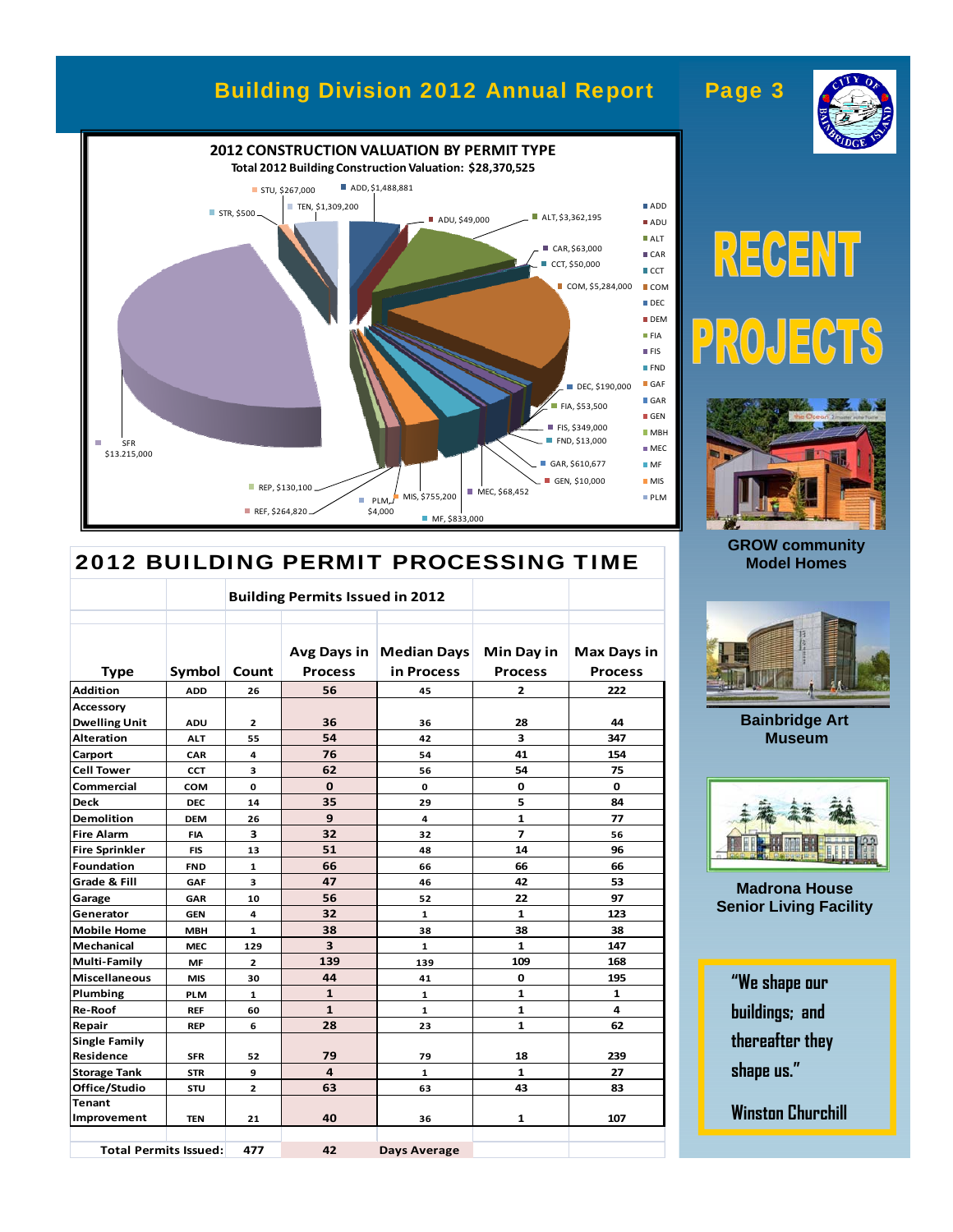## 2012 CONSTRUCTION VALUATION BY PERMIT TYPE

**Total 2012 Building Construction Valuation: $28,370,525**

- ADD, $1,488,881
- ADU, $49,000
- ALT, $3,362,195
- CAR, $63,000
- CCT, $50,000
- COM, $5,284,000
- DEC, $190,000
- FIA, $53,500
- FIS, $349,000
- FND, $13,000
- GAR, $610,677
- GEN, $10,000
- MEC, $68,452
- MF, $833,000
- MIS, $755,200
- PLM, $4,000
- REF, $264,820
- REP, $130,100
- SFR $13.215,000
- STR, $500
- STU, $267,000
- TEN, $1,309,200

## 2012 BUILDING PERMIT PROCESSING TIME

| | | Building Permits Issued in 2012 | | | | |
|---|---|---|---|---|---|---|
| **Type** | **Symbol** | **Count** | **Avg Days in Process** | **Median Days in Process** | **Min Day in Process** | **Max Days in Process** |
| Addition | ADD | 26 | 56 | 45 | 2 | 222 |
| Accessory Dwelling Unit | ADU | 2 | 36 | 36 | 28 | 44 |
| Alteration | ALT | 55 | 54 | 42 | 3 | 347 |
| Carport | CAR | 4 | 76 | 54 | 41 | 154 |
| Cell Tower | CCT | 3 | 62 | 56 | 54 | 75 |
| Commercial | COM | 0 | 0 | 0 | 0 | 0 |
| Deck | DEC | 14 | 35 | 29 | 5 | 84 |
| Demolition | DEM | 26 | 9 | 4 | 1 | 77 |
| Fire Alarm | FIA | 3 | 32 | 32 | 7 | 56 |
| Fire Sprinkler | FIS | 13 | 51 | 48 | 14 | 96 |
| Foundation | FND | 1 | 66 | 66 | 66 | 66 |
| Grade & Fill | GAF | 3 | 47 | 46 | 42 | 53 |
| Garage | GAR | 10 | 56 | 52 | 22 | 97 |
| Generator | GEN | 4 | 32 | 1 | 1 | 123 |
| Mobile Home | MBH | 1 | 38 | 38 | 38 | 38 |
| Mechanical | MEC | 129 | 3 | 1 | 1 | 147 |
| Multi-Family | MF | 2 | 139 | 139 | 109 | 168 |
| Miscellaneous | MIS | 30 | 44 | 41 | 0 | 195 |
| Plumbing | PLM | 1 | 1 | 1 | 1 | 1 |
| Re-Roof | REF | 60 | 1 | 1 | 1 | 4 |
| Repair | REP | 6 | 28 | 23 | 1 | 62 |
| Single Family Residence | SFR | 52 | 79 | 79 | 18 | 239 |
| Storage Tank | STR | 9 | 4 | 1 | 1 | 27 |
| Office/Studio | STU | 2 | 63 | 63 | 43 | 83 |
| Tenant Improvement | TEN | 21 | 40 | 36 | 1 | 107 |
| **Total Permits Issued:** | | 477 | 42 | Days Average | | |

# RECENT PROJECTS

GROW community Model Homes

Bainbridge Art Museum

Madrona House Senior Living Facility

"We shape our buildings; and thereafter they shape us."

Winston Churchill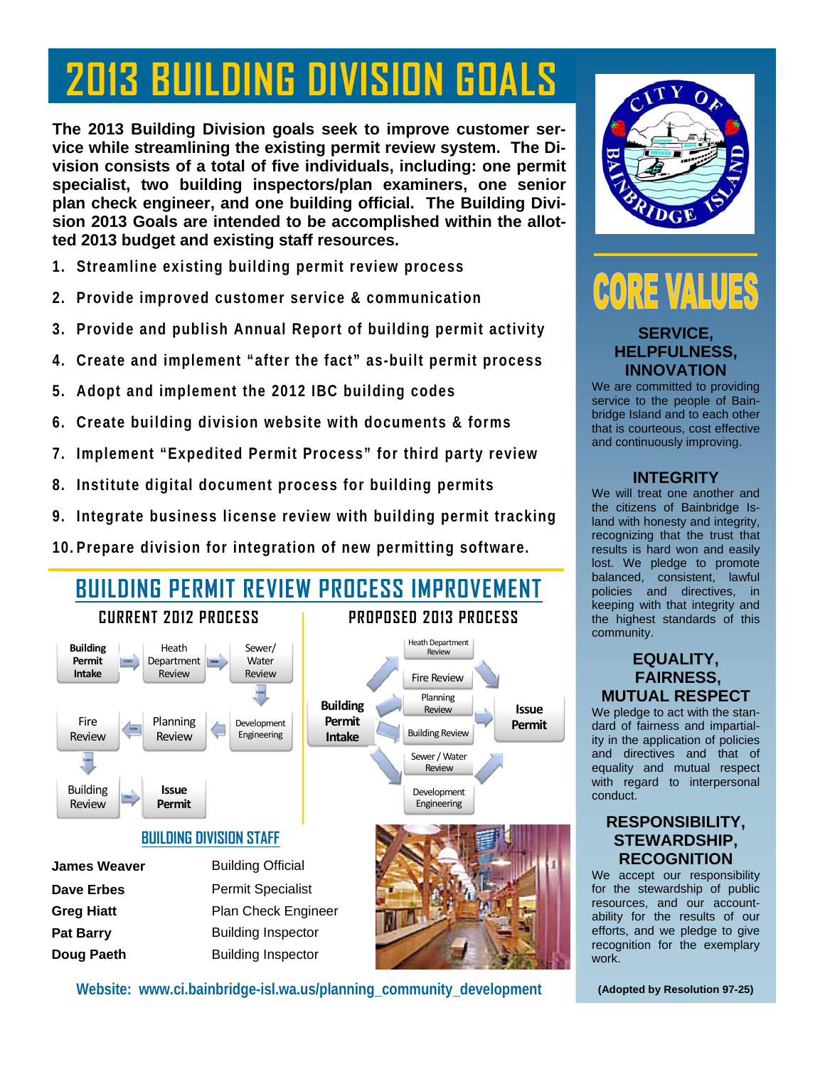# 2013 BUILDING DIVISION GOALS

**The 2013 Building Division goals seek to improve customer service while streamlining the existing permit review system. The Division consists of a total of five individuals, including: one permit specialist, two building inspectors/plan examiners, one senior plan check engineer, and one building official. The Building Division 2013 Goals are intended to be accomplished within the allotted 2013 budget and existing staff resources.**

1. **Streamline existing building permit review process**
2. **Provide improved customer service & communication**
3. **Provide and publish Annual Report of building permit activity**
4. **Create and implement "after the fact" as-built permit process**
5. **Adopt and implement the 2012 IBC building codes**
6. **Create building division website with documents & forms**
7. **Implement "Expedited Permit Process" for third party review**
8. **Institute digital document process for building permits**
9. **Integrate business license review with building permit tracking**
10. **Prepare division for integration of new permitting software.**

## BUILDING PERMIT REVIEW PROCESS IMPROVEMENT

### CURRENT 2012 PROCESS

Building Permit Intake → Heath Department Review → Sewer/ Water Review → Development Engineering → Planning Review → Fire Review → Building Review → Issue Permit

### PROPOSED 2013 PROCESS

Building Permit Intake → Heath Department Review / Fire Review / Planning Review / Building Review / Sewer / Water Review / Development Engineering → Issue Permit

### BUILDING DIVISION STAFF

| | |
|---|---|
| **James Weaver** | Building Official |
| **Dave Erbes** | Permit Specialist |
| **Greg Hiatt** | Plan Check Engineer |
| **Pat Barry** | Building Inspector |
| **Doug Paeth** | Building Inspector |

Website: www.ci.bainbridge-isl.wa.us/planning_community_development

## CORE VALUES

### SERVICE, HELPFULNESS, INNOVATION

We are committed to providing service to the people of Bainbridge Island and to each other that is courteous, cost effective and continuously improving.

### INTEGRITY

We will treat one another and the citizens of Bainbridge Island with honesty and integrity, recognizing that the trust that results is hard won and easily lost. We pledge to promote balanced, consistent, lawful policies and directives, in keeping with that integrity and the highest standards of this community.

### EQUALITY, FAIRNESS, MUTUAL RESPECT

We pledge to act with the standard of fairness and impartiality in the application of policies and directives and that of equality and mutual respect with regard to interpersonal conduct.

### RESPONSIBILITY, STEWARDSHIP, RECOGNITION

We accept our responsibility for the stewardship of public resources, and our accountability for the results of our efforts, and we pledge to give recognition for the exemplary work.

**(Adopted by Resolution 97-25)**